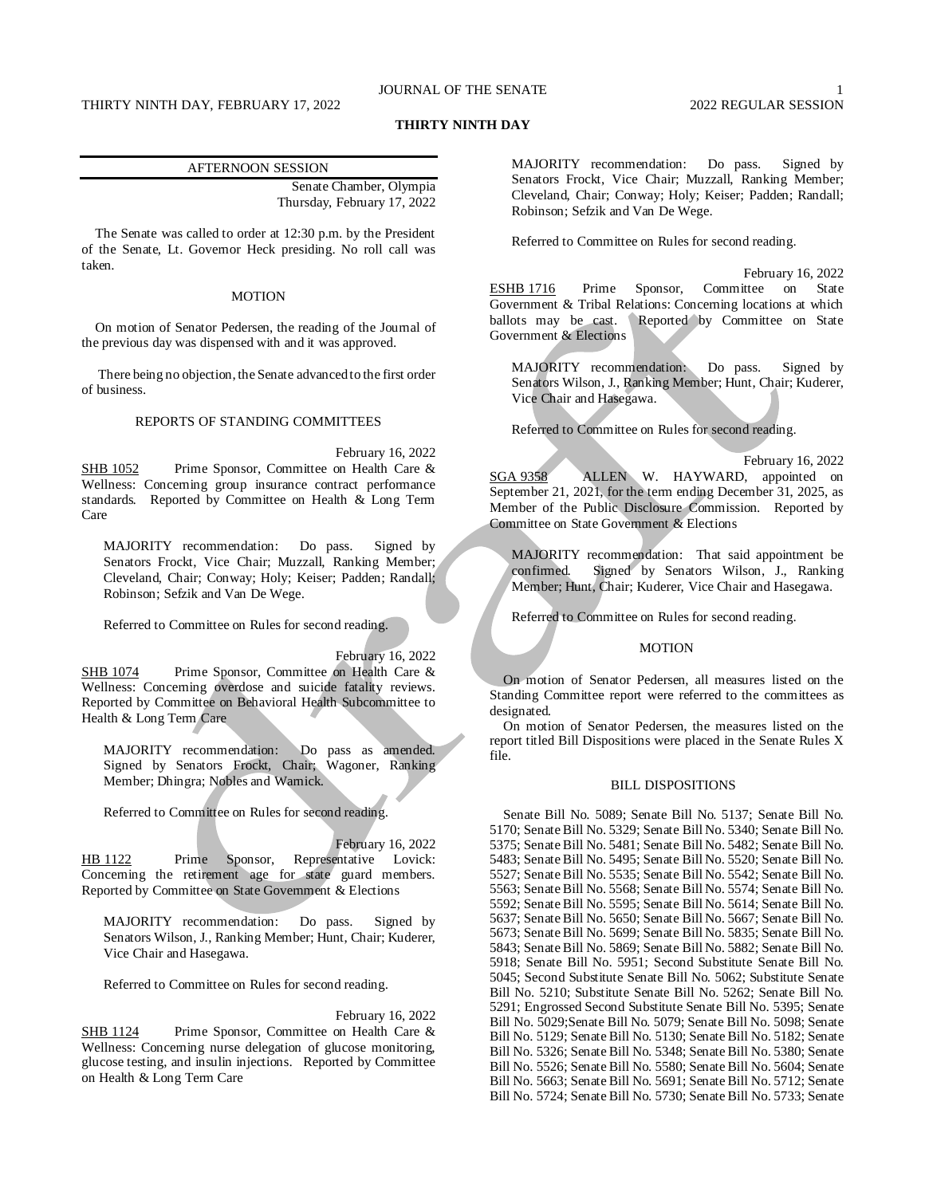# THIRTY NINTH DAY

## AFTERNOON SESSION

Senate Chamber, Olympia
Thursday, February 17, 2022

The Senate was called to order at 12:30 p.m. by the President of the Senate, Lt. Governor Heck presiding. No roll call was taken.

### MOTION

On motion of Senator Pedersen, the reading of the Journal of the previous day was dispensed with and it was approved.

There being no objection, the Senate advanced to the first order of business.

### REPORTS OF STANDING COMMITTEES

February 16, 2022

SHB 1052 Prime Sponsor, Committee on Health Care & Wellness: Concerning group insurance contract performance standards. Reported by Committee on Health & Long Term Care

> MAJORITY recommendation: Do pass. Signed by Senators Frockt, Vice Chair; Muzzall, Ranking Member; Cleveland, Chair; Conway; Holy; Keiser; Padden; Randall; Robinson; Sefzik and Van De Wege.
>
> Referred to Committee on Rules for second reading.

February 16, 2022

SHB 1074 Prime Sponsor, Committee on Health Care & Wellness: Concerning overdose and suicide fatality reviews. Reported by Committee on Behavioral Health Subcommittee to Health & Long Term Care

> MAJORITY recommendation: Do pass as amended. Signed by Senators Frockt, Chair; Wagoner, Ranking Member; Dhingra; Nobles and Warnick.
>
> Referred to Committee on Rules for second reading.

February 16, 2022

HB 1122 Prime Sponsor, Representative Lovick: Concerning the retirement age for state guard members. Reported by Committee on State Government & Elections

> MAJORITY recommendation: Do pass. Signed by Senators Wilson, J., Ranking Member; Hunt, Chair; Kuderer, Vice Chair and Hasegawa.
>
> Referred to Committee on Rules for second reading.

February 16, 2022

SHB 1124 Prime Sponsor, Committee on Health Care & Wellness: Concerning nurse delegation of glucose monitoring, glucose testing, and insulin injections. Reported by Committee on Health & Long Term Care

> MAJORITY recommendation: Do pass. Signed by Senators Frockt, Vice Chair; Muzzall, Ranking Member; Cleveland, Chair; Conway; Holy; Keiser; Padden; Randall; Robinson; Sefzik and Van De Wege.
>
> Referred to Committee on Rules for second reading.

February 16, 2022

ESHB 1716 Prime Sponsor, Committee on State Government & Tribal Relations: Concerning locations at which ballots may be cast. Reported by Committee on State Government & Elections

> MAJORITY recommendation: Do pass. Signed by Senators Wilson, J., Ranking Member; Hunt, Chair; Kuderer, Vice Chair and Hasegawa.
>
> Referred to Committee on Rules for second reading.

February 16, 2022

SGA 9358 ALLEN W. HAYWARD, appointed on September 21, 2021, for the term ending December 31, 2025, as Member of the Public Disclosure Commission. Reported by Committee on State Government & Elections

> MAJORITY recommendation: That said appointment be confirmed. Signed by Senators Wilson, J., Ranking Member; Hunt, Chair; Kuderer, Vice Chair and Hasegawa.
>
> Referred to Committee on Rules for second reading.

### MOTION

On motion of Senator Pedersen, all measures listed on the Standing Committee report were referred to the committees as designated.

On motion of Senator Pedersen, the measures listed on the report titled Bill Dispositions were placed in the Senate Rules X file.

### BILL DISPOSITIONS

Senate Bill No. 5089; Senate Bill No. 5137; Senate Bill No. 5170; Senate Bill No. 5329; Senate Bill No. 5340; Senate Bill No. 5375; Senate Bill No. 5481; Senate Bill No. 5482; Senate Bill No. 5483; Senate Bill No. 5495; Senate Bill No. 5520; Senate Bill No. 5527; Senate Bill No. 5535; Senate Bill No. 5542; Senate Bill No. 5563; Senate Bill No. 5568; Senate Bill No. 5574; Senate Bill No. 5592; Senate Bill No. 5595; Senate Bill No. 5614; Senate Bill No. 5637; Senate Bill No. 5650; Senate Bill No. 5667; Senate Bill No. 5673; Senate Bill No. 5699; Senate Bill No. 5835; Senate Bill No. 5843; Senate Bill No. 5869; Senate Bill No. 5882; Senate Bill No. 5918; Senate Bill No. 5951; Second Substitute Senate Bill No. 5045; Second Substitute Senate Bill No. 5062; Substitute Senate Bill No. 5210; Substitute Senate Bill No. 5262; Senate Bill No. 5291; Engrossed Second Substitute Senate Bill No. 5395; Senate Bill No. 5029;Senate Bill No. 5079; Senate Bill No. 5098; Senate Bill No. 5129; Senate Bill No. 5130; Senate Bill No. 5182; Senate Bill No. 5326; Senate Bill No. 5348; Senate Bill No. 5380; Senate Bill No. 5526; Senate Bill No. 5580; Senate Bill No. 5604; Senate Bill No. 5663; Senate Bill No. 5691; Senate Bill No. 5712; Senate Bill No. 5724; Senate Bill No. 5730; Senate Bill No. 5733; Senate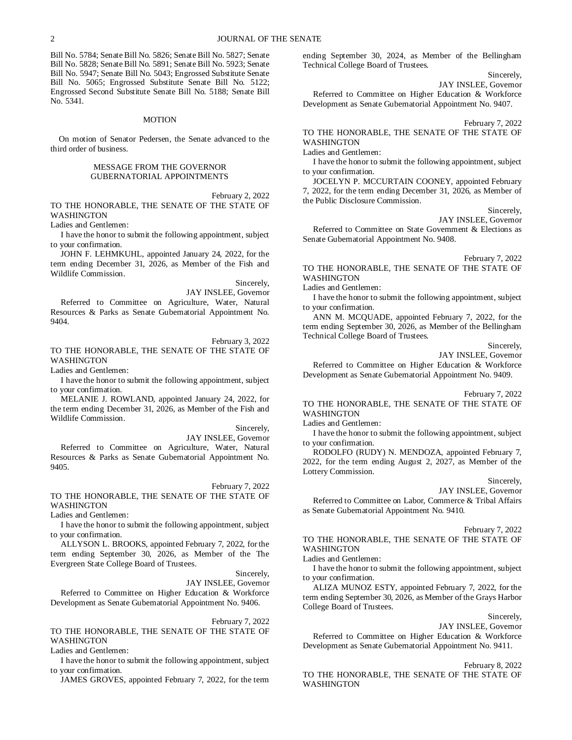Bill No. 5784; Senate Bill No. 5826; Senate Bill No. 5827; Senate Bill No. 5828; Senate Bill No. 5891; Senate Bill No. 5923; Senate Bill No. 5947; Senate Bill No. 5043; Engrossed Substitute Senate Bill No. 5065; Engrossed Substitute Senate Bill No. 5122; Engrossed Second Substitute Senate Bill No. 5188; Senate Bill No. 5341.

MOTION

On motion of Senator Pedersen, the Senate advanced to the third order of business.

MESSAGE FROM THE GOVERNOR
GUBERNATORIAL APPOINTMENTS

February 2, 2022

TO THE HONORABLE, THE SENATE OF THE STATE OF WASHINGTON

Ladies and Gentlemen:

I have the honor to submit the following appointment, subject to your confirmation.

JOHN F. LEHMKUHL, appointed January 24, 2022, for the term ending December 31, 2026, as Member of the Fish and Wildlife Commission.

Sincerely,

JAY INSLEE, Governor

Referred to Committee on Agriculture, Water, Natural Resources & Parks as Senate Gubernatorial Appointment No. 9404.

February 3, 2022

TO THE HONORABLE, THE SENATE OF THE STATE OF WASHINGTON

Ladies and Gentlemen:

I have the honor to submit the following appointment, subject to your confirmation.

MELANIE J. ROWLAND, appointed January 24, 2022, for the term ending December 31, 2026, as Member of the Fish and Wildlife Commission.

Sincerely,

JAY INSLEE, Governor

Referred to Committee on Agriculture, Water, Natural Resources & Parks as Senate Gubernatorial Appointment No. 9405.

February 7, 2022

TO THE HONORABLE, THE SENATE OF THE STATE OF WASHINGTON

Ladies and Gentlemen:

I have the honor to submit the following appointment, subject to your confirmation.

ALLYSON L. BROOKS, appointed February 7, 2022, for the term ending September 30, 2026, as Member of the The Evergreen State College Board of Trustees.

Sincerely,

JAY INSLEE, Governor

Referred to Committee on Higher Education & Workforce Development as Senate Gubernatorial Appointment No. 9406.

February 7, 2022

TO THE HONORABLE, THE SENATE OF THE STATE OF WASHINGTON

Ladies and Gentlemen:

I have the honor to submit the following appointment, subject to your confirmation.

JAMES GROVES, appointed February 7, 2022, for the term ending September 30, 2024, as Member of the Bellingham Technical College Board of Trustees.

Sincerely,

JAY INSLEE, Governor

Referred to Committee on Higher Education & Workforce Development as Senate Gubernatorial Appointment No. 9407.

February 7, 2022

TO THE HONORABLE, THE SENATE OF THE STATE OF WASHINGTON

Ladies and Gentlemen:

I have the honor to submit the following appointment, subject to your confirmation.

JOCELYN P. MCCURTAIN COONEY, appointed February 7, 2022, for the term ending December 31, 2026, as Member of the Public Disclosure Commission.

Sincerely,

JAY INSLEE, Governor

Referred to Committee on State Government & Elections as Senate Gubernatorial Appointment No. 9408.

February 7, 2022

TO THE HONORABLE, THE SENATE OF THE STATE OF WASHINGTON

Ladies and Gentlemen:

I have the honor to submit the following appointment, subject to your confirmation.

ANN M. MCQUADE, appointed February 7, 2022, for the term ending September 30, 2026, as Member of the Bellingham Technical College Board of Trustees.

Sincerely,

JAY INSLEE, Governor

Referred to Committee on Higher Education & Workforce Development as Senate Gubernatorial Appointment No. 9409.

February 7, 2022

TO THE HONORABLE, THE SENATE OF THE STATE OF WASHINGTON

Ladies and Gentlemen:

I have the honor to submit the following appointment, subject to your confirmation.

RODOLFO (RUDY) N. MENDOZA, appointed February 7, 2022, for the term ending August 2, 2027, as Member of the Lottery Commission.

Sincerely,

JAY INSLEE, Governor

Referred to Committee on Labor, Commerce & Tribal Affairs as Senate Gubernatorial Appointment No. 9410.

February 7, 2022

TO THE HONORABLE, THE SENATE OF THE STATE OF WASHINGTON

Ladies and Gentlemen:

I have the honor to submit the following appointment, subject to your confirmation.

ALIZA MUNOZ ESTY, appointed February 7, 2022, for the term ending September 30, 2026, as Member of the Grays Harbor College Board of Trustees.

Sincerely,

JAY INSLEE, Governor

Referred to Committee on Higher Education & Workforce Development as Senate Gubernatorial Appointment No. 9411.

February 8, 2022

TO THE HONORABLE, THE SENATE OF THE STATE OF WASHINGTON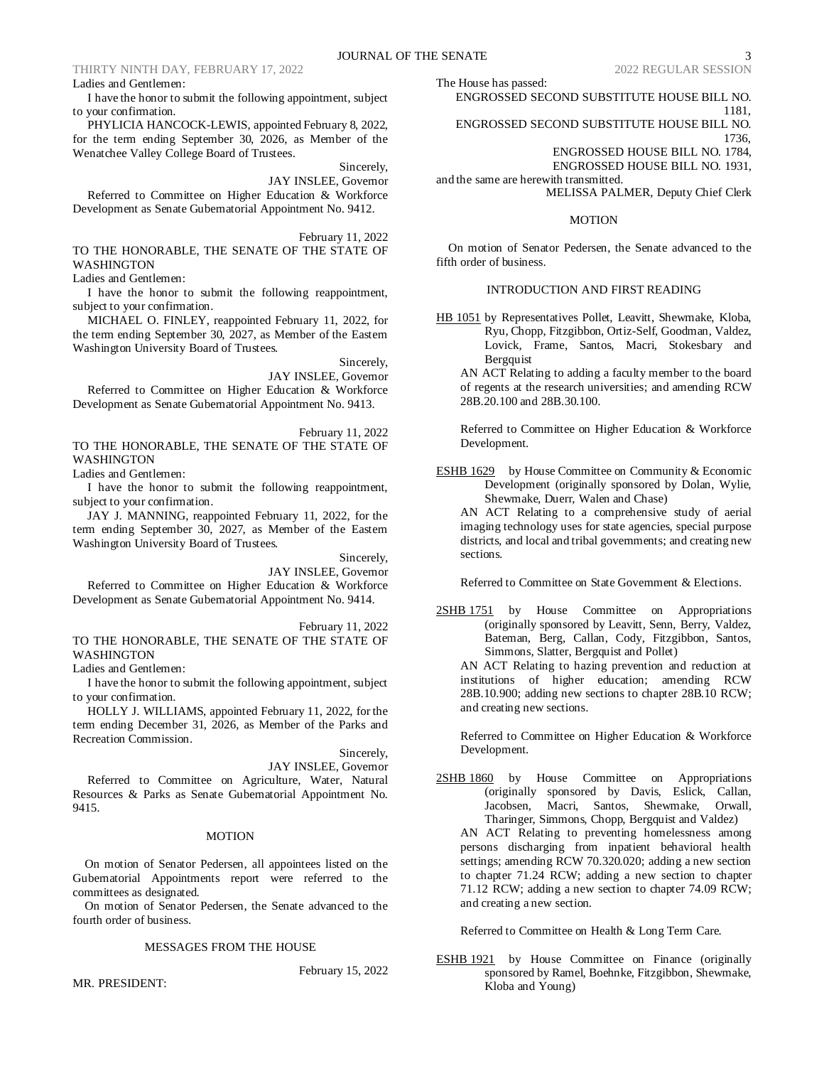Ladies and Gentlemen:

I have the honor to submit the following appointment, subject to your confirmation.

PHYLICIA HANCOCK-LEWIS, appointed February 8, 2022, for the term ending September 30, 2026, as Member of the Wenatchee Valley College Board of Trustees.

Sincerely,

JAY INSLEE, Governor

Referred to Committee on Higher Education & Workforce Development as Senate Gubernatorial Appointment No. 9412.

February 11, 2022

TO THE HONORABLE, THE SENATE OF THE STATE OF WASHINGTON

Ladies and Gentlemen:

I have the honor to submit the following reappointment, subject to your confirmation.

MICHAEL O. FINLEY, reappointed February 11, 2022, for the term ending September 30, 2027, as Member of the Eastern Washington University Board of Trustees.

Sincerely,

JAY INSLEE, Governor

Referred to Committee on Higher Education & Workforce Development as Senate Gubernatorial Appointment No. 9413.

February 11, 2022

TO THE HONORABLE, THE SENATE OF THE STATE OF WASHINGTON

Ladies and Gentlemen:

I have the honor to submit the following reappointment, subject to your confirmation.

JAY J. MANNING, reappointed February 11, 2022, for the term ending September 30, 2027, as Member of the Eastern Washington University Board of Trustees.

Sincerely,

JAY INSLEE, Governor

Referred to Committee on Higher Education & Workforce Development as Senate Gubernatorial Appointment No. 9414.

February 11, 2022

TO THE HONORABLE, THE SENATE OF THE STATE OF WASHINGTON

Ladies and Gentlemen:

I have the honor to submit the following appointment, subject to your confirmation.

HOLLY J. WILLIAMS, appointed February 11, 2022, for the term ending December 31, 2026, as Member of the Parks and Recreation Commission.

Sincerely,

JAY INSLEE, Governor

Referred to Committee on Agriculture, Water, Natural Resources & Parks as Senate Gubernatorial Appointment No. 9415.

MOTION

On motion of Senator Pedersen, all appointees listed on the Gubernatorial Appointments report were referred to the committees as designated.

On motion of Senator Pedersen, the Senate advanced to the fourth order of business.

MESSAGES FROM THE HOUSE

February 15, 2022

MR. PRESIDENT:

The House has passed:

ENGROSSED SECOND SUBSTITUTE HOUSE BILL NO. 1181,

ENGROSSED SECOND SUBSTITUTE HOUSE BILL NO. 1736,

ENGROSSED HOUSE BILL NO. 1784,

ENGROSSED HOUSE BILL NO. 1931,

and the same are herewith transmitted.

MELISSA PALMER, Deputy Chief Clerk

MOTION

On motion of Senator Pedersen, the Senate advanced to the fifth order of business.

INTRODUCTION AND FIRST READING

HB 1051 by Representatives Pollet, Leavitt, Shewmake, Kloba, Ryu, Chopp, Fitzgibbon, Ortiz-Self, Goodman, Valdez, Lovick, Frame, Santos, Macri, Stokesbary and Bergquist

AN ACT Relating to adding a faculty member to the board of regents at the research universities; and amending RCW 28B.20.100 and 28B.30.100.

Referred to Committee on Higher Education & Workforce Development.

ESHB 1629 by House Committee on Community & Economic Development (originally sponsored by Dolan, Wylie, Shewmake, Duerr, Walen and Chase)

AN ACT Relating to a comprehensive study of aerial imaging technology uses for state agencies, special purpose districts, and local and tribal governments; and creating new sections.

Referred to Committee on State Government & Elections.

2SHB 1751 by House Committee on Appropriations (originally sponsored by Leavitt, Senn, Berry, Valdez, Bateman, Berg, Callan, Cody, Fitzgibbon, Santos, Simmons, Slatter, Bergquist and Pollet)

AN ACT Relating to hazing prevention and reduction at institutions of higher education; amending RCW 28B.10.900; adding new sections to chapter 28B.10 RCW; and creating new sections.

Referred to Committee on Higher Education & Workforce Development.

2SHB 1860 by House Committee on Appropriations (originally sponsored by Davis, Eslick, Callan, Jacobsen, Macri, Santos, Shewmake, Orwall, Tharinger, Simmons, Chopp, Bergquist and Valdez)

AN ACT Relating to preventing homelessness among persons discharging from inpatient behavioral health settings; amending RCW 70.320.020; adding a new section to chapter 71.24 RCW; adding a new section to chapter 71.12 RCW; adding a new section to chapter 74.09 RCW; and creating a new section.

Referred to Committee on Health & Long Term Care.

ESHB 1921 by House Committee on Finance (originally sponsored by Ramel, Boehnke, Fitzgibbon, Shewmake, Kloba and Young)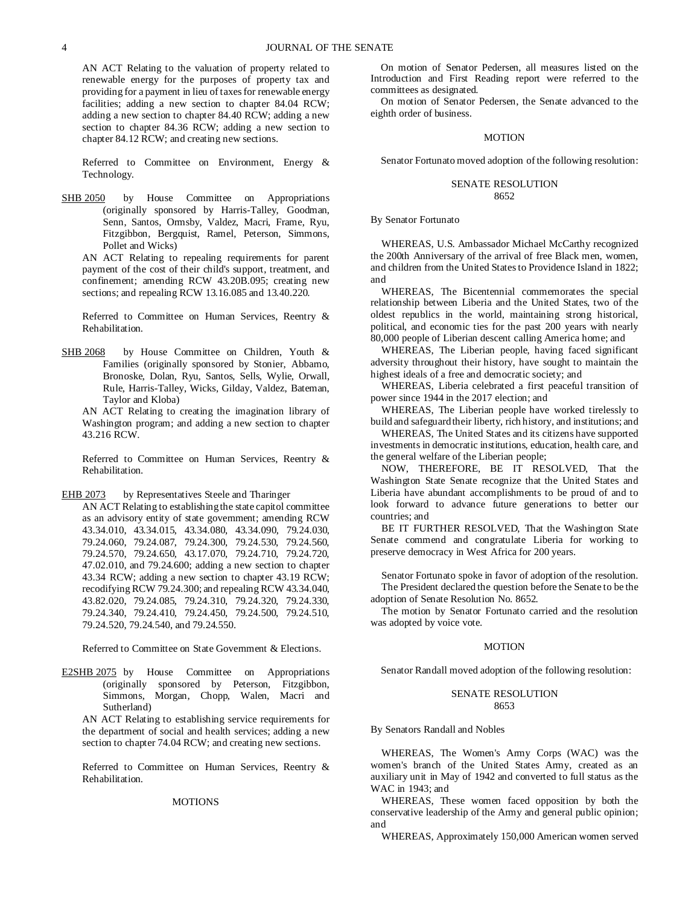AN ACT Relating to the valuation of property related to renewable energy for the purposes of property tax and providing for a payment in lieu of taxes for renewable energy facilities; adding a new section to chapter 84.04 RCW; adding a new section to chapter 84.40 RCW; adding a new section to chapter 84.36 RCW; adding a new section to chapter 84.12 RCW; and creating new sections.

Referred to Committee on Environment, Energy & Technology.

SHB 2050 by House Committee on Appropriations (originally sponsored by Harris-Talley, Goodman, Senn, Santos, Ormsby, Valdez, Macri, Frame, Ryu, Fitzgibbon, Bergquist, Ramel, Peterson, Simmons, Pollet and Wicks)

AN ACT Relating to repealing requirements for parent payment of the cost of their child's support, treatment, and confinement; amending RCW 43.20B.095; creating new sections; and repealing RCW 13.16.085 and 13.40.220.

Referred to Committee on Human Services, Reentry & Rehabilitation.

SHB 2068 by House Committee on Children, Youth & Families (originally sponsored by Stonier, Abbarno, Bronoske, Dolan, Ryu, Santos, Sells, Wylie, Orwall, Rule, Harris-Talley, Wicks, Gilday, Valdez, Bateman, Taylor and Kloba)

AN ACT Relating to creating the imagination library of Washington program; and adding a new section to chapter 43.216 RCW.

Referred to Committee on Human Services, Reentry & Rehabilitation.

EHB 2073 by Representatives Steele and Tharinger

AN ACT Relating to establishing the state capitol committee as an advisory entity of state government; amending RCW 43.34.010, 43.34.015, 43.34.080, 43.34.090, 79.24.030, 79.24.060, 79.24.087, 79.24.300, 79.24.530, 79.24.560, 79.24.570, 79.24.650, 43.17.070, 79.24.710, 79.24.720, 47.02.010, and 79.24.600; adding a new section to chapter 43.34 RCW; adding a new section to chapter 43.19 RCW; recodifying RCW 79.24.300; and repealing RCW 43.34.040, 43.82.020, 79.24.085, 79.24.310, 79.24.320, 79.24.330, 79.24.340, 79.24.410, 79.24.450, 79.24.500, 79.24.510, 79.24.520, 79.24.540, and 79.24.550.

Referred to Committee on State Government & Elections.

E2SHB 2075 by House Committee on Appropriations (originally sponsored by Peterson, Fitzgibbon, Simmons, Morgan, Chopp, Walen, Macri and Sutherland)

AN ACT Relating to establishing service requirements for the department of social and health services; adding a new section to chapter 74.04 RCW; and creating new sections.

Referred to Committee on Human Services, Reentry & Rehabilitation.

MOTIONS

On motion of Senator Pedersen, all measures listed on the Introduction and First Reading report were referred to the committees as designated.

On motion of Senator Pedersen, the Senate advanced to the eighth order of business.

MOTION

Senator Fortunato moved adoption of the following resolution:

SENATE RESOLUTION
8652

By Senator Fortunato

WHEREAS, U.S. Ambassador Michael McCarthy recognized the 200th Anniversary of the arrival of free Black men, women, and children from the United States to Providence Island in 1822; and

WHEREAS, The Bicentennial commemorates the special relationship between Liberia and the United States, two of the oldest republics in the world, maintaining strong historical, political, and economic ties for the past 200 years with nearly 80,000 people of Liberian descent calling America home; and

WHEREAS, The Liberian people, having faced significant adversity throughout their history, have sought to maintain the highest ideals of a free and democratic society; and

WHEREAS, Liberia celebrated a first peaceful transition of power since 1944 in the 2017 election; and

WHEREAS, The Liberian people have worked tirelessly to build and safeguard their liberty, rich history, and institutions; and

WHEREAS, The United States and its citizens have supported investments in democratic institutions, education, health care, and the general welfare of the Liberian people;

NOW, THEREFORE, BE IT RESOLVED, That the Washington State Senate recognize that the United States and Liberia have abundant accomplishments to be proud of and to look forward to advance future generations to better our countries; and

BE IT FURTHER RESOLVED, That the Washington State Senate commend and congratulate Liberia for working to preserve democracy in West Africa for 200 years.

Senator Fortunato spoke in favor of adoption of the resolution.

The President declared the question before the Senate to be the adoption of Senate Resolution No. 8652.

The motion by Senator Fortunato carried and the resolution was adopted by voice vote.

MOTION

Senator Randall moved adoption of the following resolution:

SENATE RESOLUTION
8653

By Senators Randall and Nobles

WHEREAS, The Women's Army Corps (WAC) was the women's branch of the United States Army, created as an auxiliary unit in May of 1942 and converted to full status as the WAC in 1943; and

WHEREAS, These women faced opposition by both the conservative leadership of the Army and general public opinion; and

WHEREAS, Approximately 150,000 American women served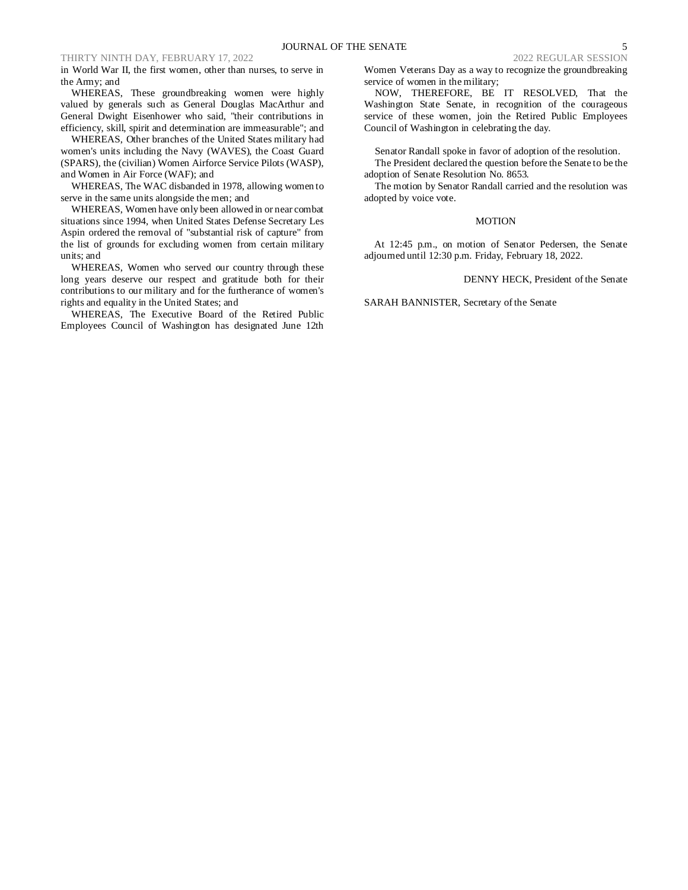in World War II, the first women, other than nurses, to serve in the Army; and

WHEREAS, These groundbreaking women were highly valued by generals such as General Douglas MacArthur and General Dwight Eisenhower who said, "their contributions in efficiency, skill, spirit and determination are immeasurable"; and

WHEREAS, Other branches of the United States military had women's units including the Navy (WAVES), the Coast Guard (SPARS), the (civilian) Women Airforce Service Pilots (WASP), and Women in Air Force (WAF); and

WHEREAS, The WAC disbanded in 1978, allowing women to serve in the same units alongside the men; and

WHEREAS, Women have only been allowed in or near combat situations since 1994, when United States Defense Secretary Les Aspin ordered the removal of "substantial risk of capture" from the list of grounds for excluding women from certain military units; and

WHEREAS, Women who served our country through these long years deserve our respect and gratitude both for their contributions to our military and for the furtherance of women's rights and equality in the United States; and

WHEREAS, The Executive Board of the Retired Public Employees Council of Washington has designated June 12th Women Veterans Day as a way to recognize the groundbreaking service of women in the military;

NOW, THEREFORE, BE IT RESOLVED, That the Washington State Senate, in recognition of the courageous service of these women, join the Retired Public Employees Council of Washington in celebrating the day.

Senator Randall spoke in favor of adoption of the resolution.

The President declared the question before the Senate to be the adoption of Senate Resolution No. 8653.

The motion by Senator Randall carried and the resolution was adopted by voice vote.

MOTION

At 12:45 p.m., on motion of Senator Pedersen, the Senate adjourned until 12:30 p.m. Friday, February 18, 2022.

DENNY HECK, President of the Senate

SARAH BANNISTER, Secretary of the Senate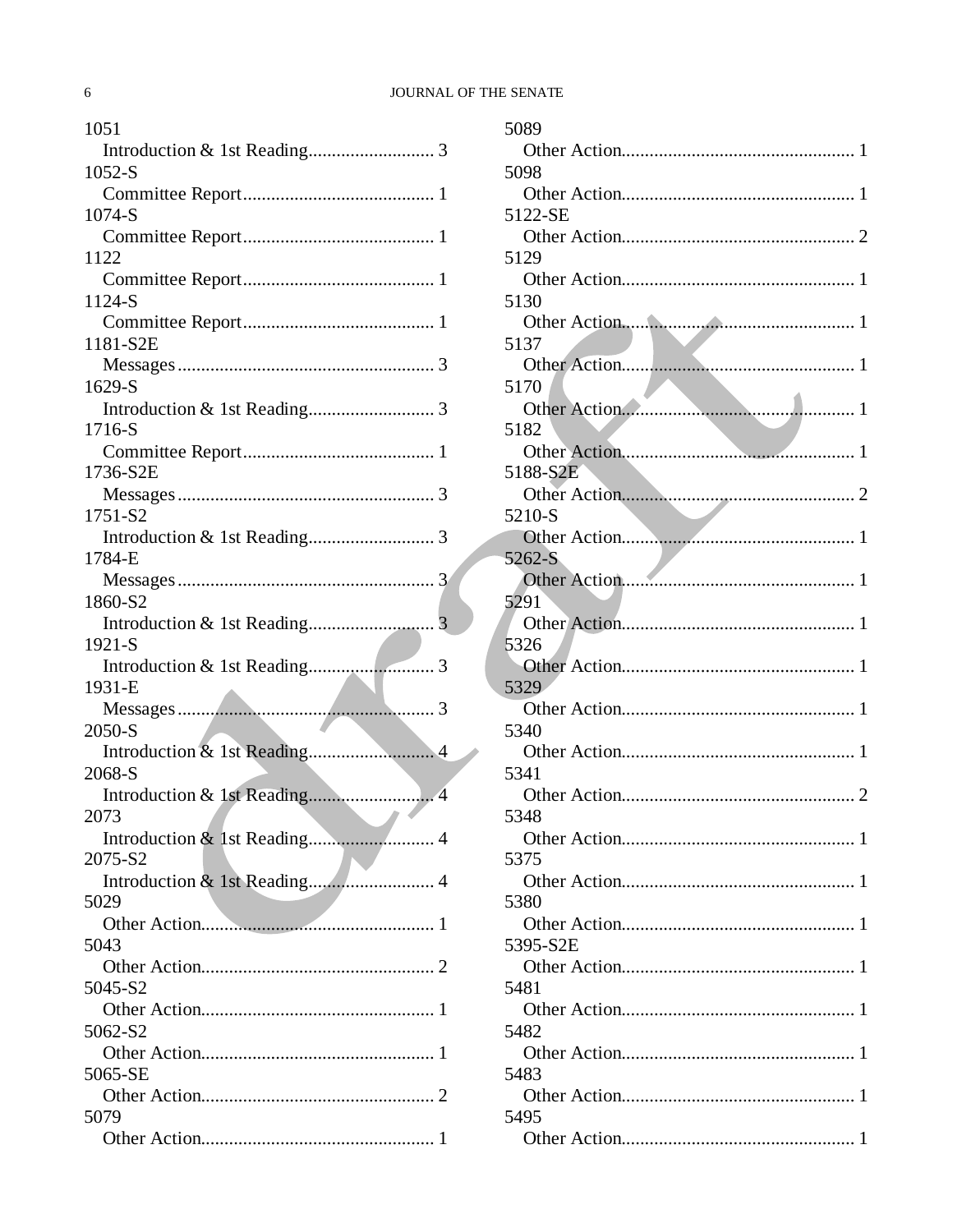1051
  Introduction & 1st Reading........................... 3
1052-S
  Committee Report......................................... 1
1074-S
  Committee Report......................................... 1
1122
  Committee Report......................................... 1
1124-S
  Committee Report......................................... 1
1181-S2E
  Messages...................................................... 3
1629-S
  Introduction & 1st Reading........................... 3
1716-S
  Committee Report......................................... 1
1736-S2E
  Messages...................................................... 3
1751-S2
  Introduction & 1st Reading........................... 3
1784-E
  Messages...................................................... 3
1860-S2
  Introduction & 1st Reading........................... 3
1921-S
  Introduction & 1st Reading........................... 3
1931-E
  Messages...................................................... 3
2050-S
  Introduction & 1st Reading........................... 4
2068-S
  Introduction & 1st Reading........................... 4
2073
  Introduction & 1st Reading........................... 4
2075-S2
  Introduction & 1st Reading........................... 4
5029
  Other Action................................................. 1
5043
  Other Action................................................. 2
5045-S2
  Other Action................................................. 1
5062-S2
  Other Action................................................. 1
5065-SE
  Other Action................................................. 2
5079
  Other Action................................................. 1
5089
  Other Action................................................. 1
5098
  Other Action................................................. 1
5122-SE
  Other Action................................................. 2
5129
  Other Action................................................. 1
5130
  Other Action................................................. 1
5137
  Other Action................................................. 1
5170
  Other Action................................................. 1
5182
  Other Action................................................. 1
5188-S2E
  Other Action................................................. 2
5210-S
  Other Action................................................. 1
5262-S
  Other Action................................................. 1
5291
  Other Action................................................. 1
5326
  Other Action................................................. 1
5329
  Other Action................................................. 1
5340
  Other Action................................................. 1
5341
  Other Action................................................. 2
5348
  Other Action................................................. 1
5375
  Other Action................................................. 1
5380
  Other Action................................................. 1
5395-S2E
  Other Action................................................. 1
5481
  Other Action................................................. 1
5482
  Other Action................................................. 1
5483
  Other Action................................................. 1
5495
  Other Action................................................. 1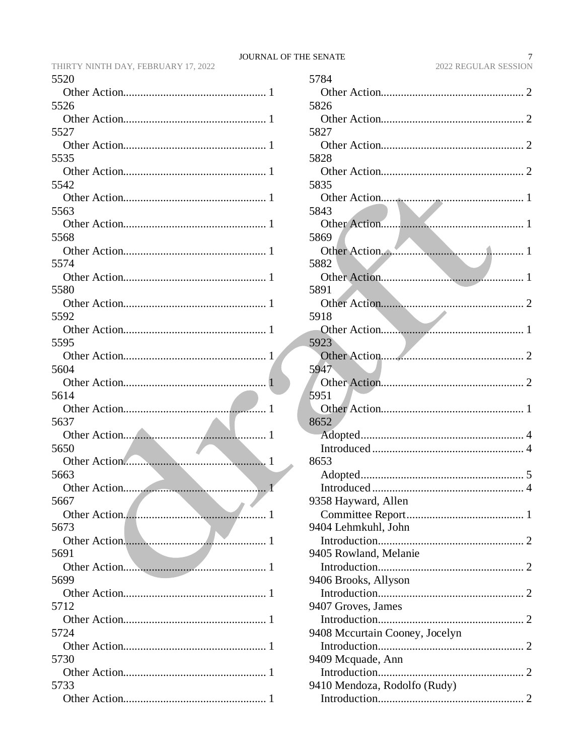5520
Other Action........................................................ 1
5526
Other Action........................................................ 1
5527
Other Action........................................................ 1
5535
Other Action........................................................ 1
5542
Other Action........................................................ 1
5563
Other Action........................................................ 1
5568
Other Action........................................................ 1
5574
Other Action........................................................ 1
5580
Other Action........................................................ 1
5592
Other Action........................................................ 1
5595
Other Action........................................................ 1
5604
Other Action........................................................ 1
5614
Other Action........................................................ 1
5637
Other Action........................................................ 1
5650
Other Action........................................................ 1
5663
Other Action........................................................ 1
5667
Other Action........................................................ 1
5673
Other Action........................................................ 1
5691
Other Action........................................................ 1
5699
Other Action........................................................ 1
5712
Other Action........................................................ 1
5724
Other Action........................................................ 1
5730
Other Action........................................................ 1
5733
Other Action........................................................ 1
5784
Other Action........................................................ 2
5826
Other Action........................................................ 2
5827
Other Action........................................................ 2
5828
Other Action........................................................ 2
5835
Other Action........................................................ 1
5843
Other Action........................................................ 1
5869
Other Action........................................................ 1
5882
Other Action........................................................ 1
5891
Other Action........................................................ 2
5918
Other Action........................................................ 1
5923
Other Action........................................................ 2
5947
Other Action........................................................ 2
5951
Other Action........................................................ 1
8652
Adopted............................................................... 4
Introduced ........................................................... 4
8653
Adopted............................................................... 5
Introduced ........................................................... 4
9358 Hayward, Allen
Committee Report................................................ 1
9404 Lehmkuhl, John
Introduction......................................................... 2
9405 Rowland, Melanie
Introduction......................................................... 2
9406 Brooks, Allyson
Introduction......................................................... 2
9407 Groves, James
Introduction......................................................... 2
9408 Mccurtain Cooney, Jocelyn
Introduction......................................................... 2
9409 Mcquade, Ann
Introduction......................................................... 2
9410 Mendoza, Rodolfo (Rudy)
Introduction......................................................... 2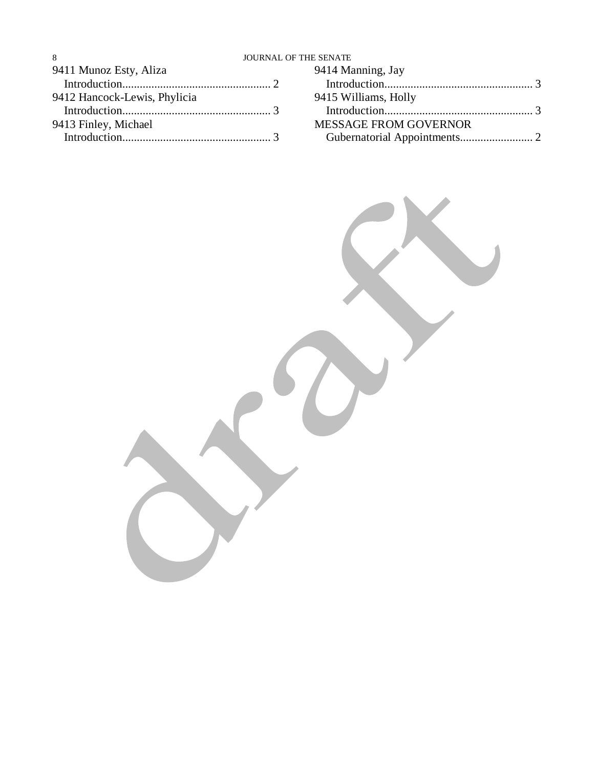9411 Munoz Esty, Aliza
Introduction.................................................. 2

9412 Hancock-Lewis, Phylicia
Introduction.................................................. 3

9413 Finley, Michael
Introduction.................................................. 3

9414 Manning, Jay
Introduction.................................................. 3

9415 Williams, Holly
Introduction.................................................. 3

MESSAGE FROM GOVERNOR
Gubernatorial Appointments......................... 2

draft